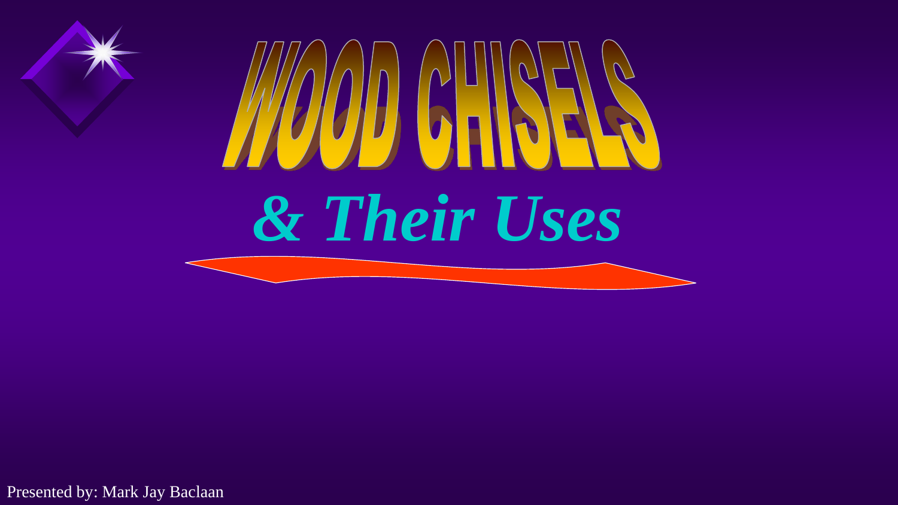# WOOD CHISELS

## *& Their Uses*

Presented by: Mark Jay Baclaan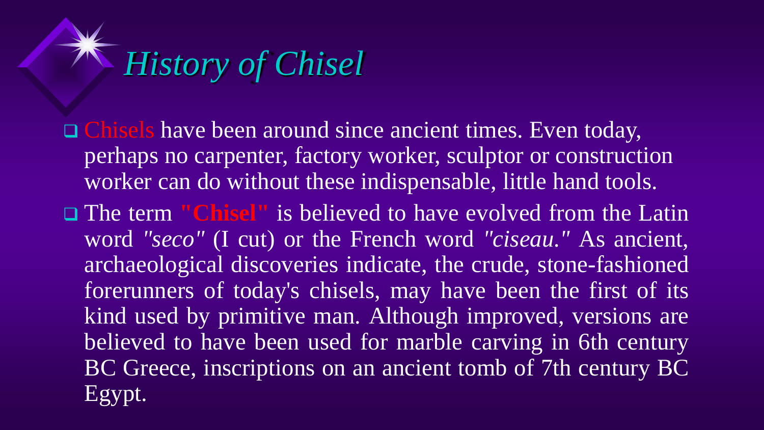# History of Chisel

- Chisels have been around since ancient times. Even today, perhaps no carpenter, factory worker, sculptor or construction worker can do without these indispensable, little hand tools.
- The term **"Chisel"** is believed to have evolved from the Latin word *"seco"* (I cut) or the French word *"ciseau."* As ancient, archaeological discoveries indicate, the crude, stone-fashioned forerunners of today's chisels, may have been the first of its kind used by primitive man. Although improved, versions are believed to have been used for marble carving in 6th century BC Greece, inscriptions on an ancient tomb of 7th century BC Egypt.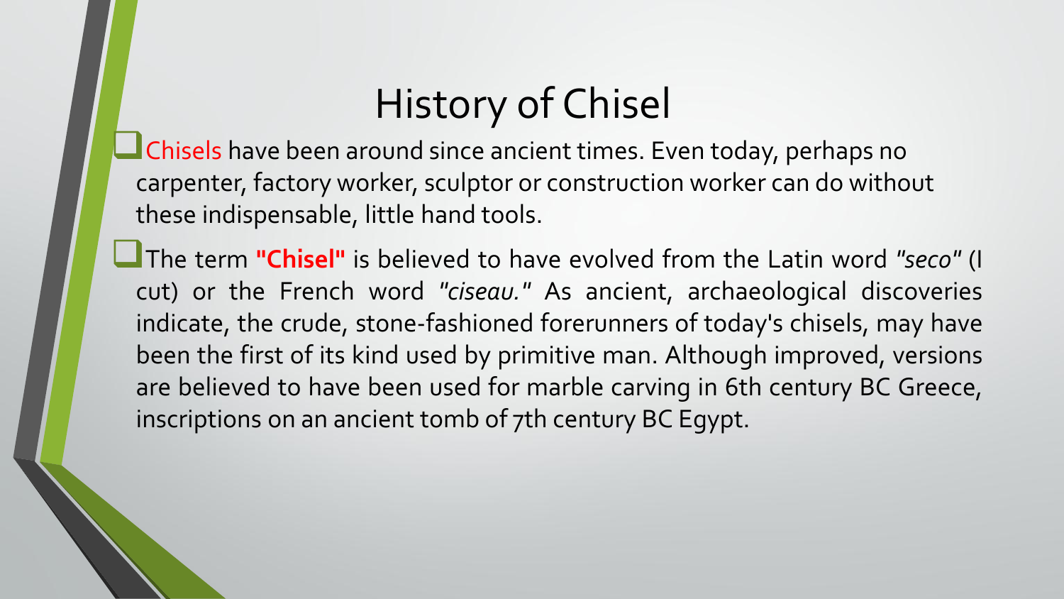# History of Chisel

- Chisels have been around since ancient times. Even today, perhaps no carpenter, factory worker, sculptor or construction worker can do without these indispensable, little hand tools.
- The term **"Chisel"** is believed to have evolved from the Latin word *"seco"* (I cut) or the French word *"ciseau."* As ancient, archaeological discoveries indicate, the crude, stone-fashioned forerunners of today's chisels, may have been the first of its kind used by primitive man. Although improved, versions are believed to have been used for marble carving in 6th century BC Greece, inscriptions on an ancient tomb of 7th century BC Egypt.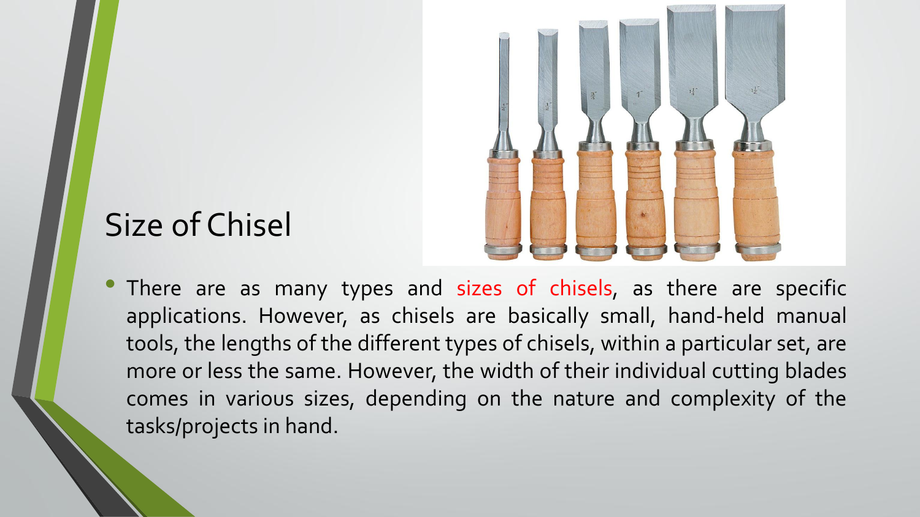# Size of Chisel

- There are as many types and sizes of chisels, as there are specific applications. However, as chisels are basically small, hand-held manual tools, the lengths of the different types of chisels, within a particular set, are more or less the same. However, the width of their individual cutting blades comes in various sizes, depending on the nature and complexity of the tasks/projects in hand.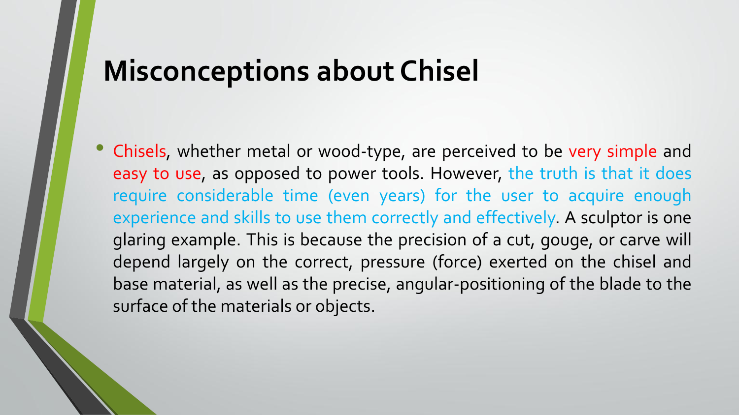# Misconceptions about Chisel

- Chisels, whether metal or wood-type, are perceived to be very simple and easy to use, as opposed to power tools. However, the truth is that it does require considerable time (even years) for the user to acquire enough experience and skills to use them correctly and effectively. A sculptor is one glaring example. This is because the precision of a cut, gouge, or carve will depend largely on the correct, pressure (force) exerted on the chisel and base material, as well as the precise, angular-positioning of the blade to the surface of the materials or objects.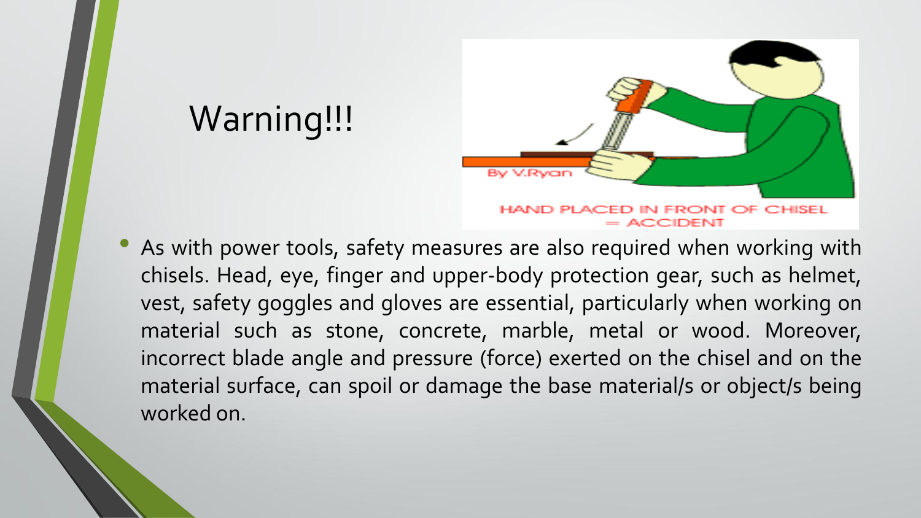# Warning!!!

HAND PLACED IN FRONT OF CHISEL = ACCIDENT

- As with power tools, safety measures are also required when working with chisels. Head, eye, finger and upper-body protection gear, such as helmet, vest, safety goggles and gloves are essential, particularly when working on material such as stone, concrete, marble, metal or wood. Moreover, incorrect blade angle and pressure (force) exerted on the chisel and on the material surface, can spoil or damage the base material/s or object/s being worked on.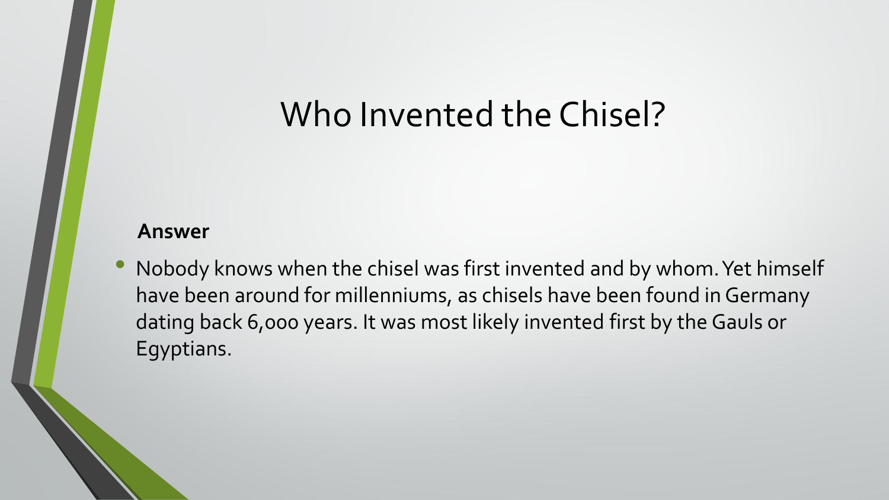# Who Invented the Chisel?

**Answer**

- Nobody knows when the chisel was first invented and by whom. Yet himself have been around for millenniums, as chisels have been found in Germany dating back 6,000 years. It was most likely invented first by the Gauls or Egyptians.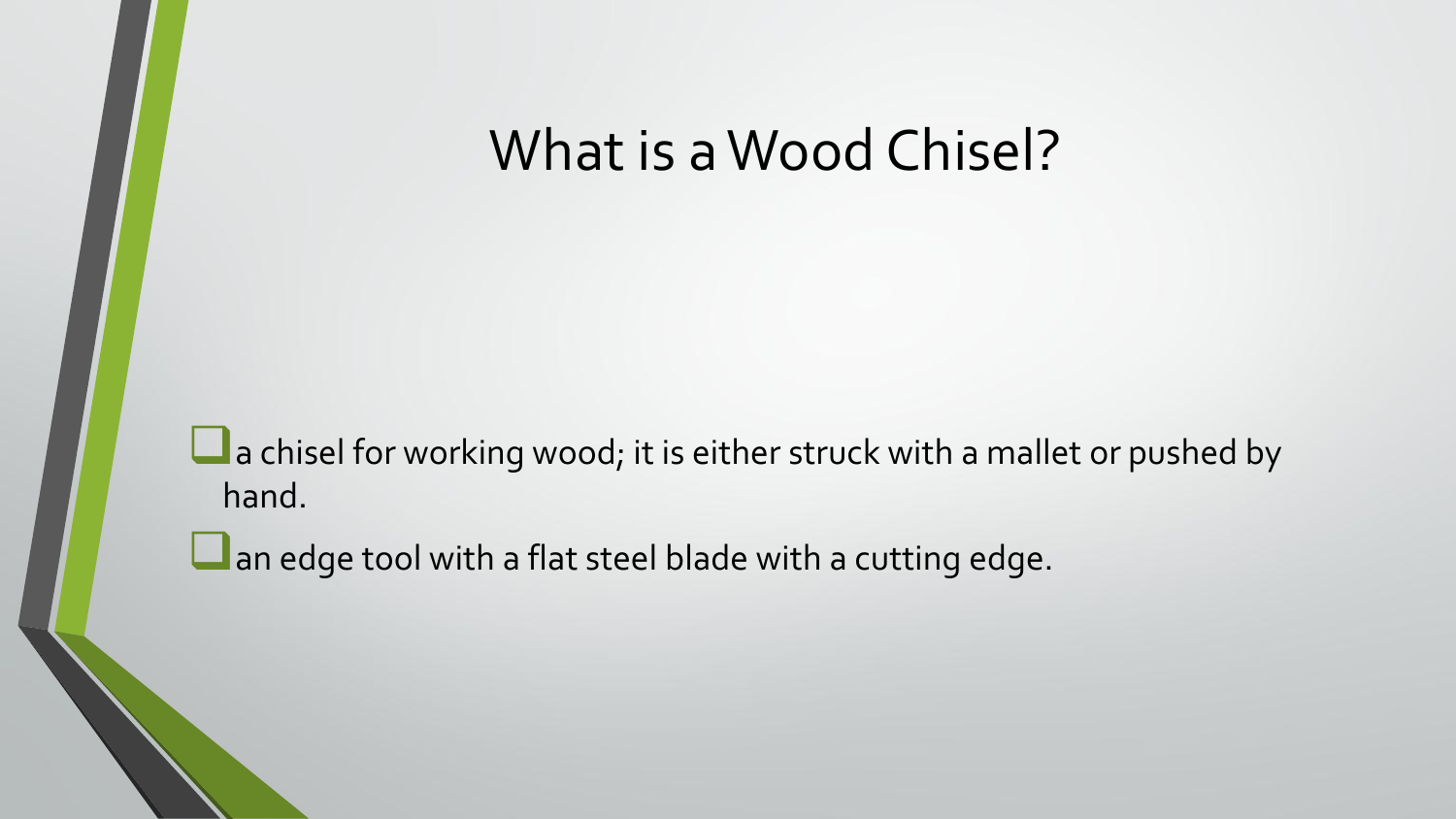# What is a Wood Chisel?

- a chisel for working wood; it is either struck with a mallet or pushed by hand.
- an edge tool with a flat steel blade with a cutting edge.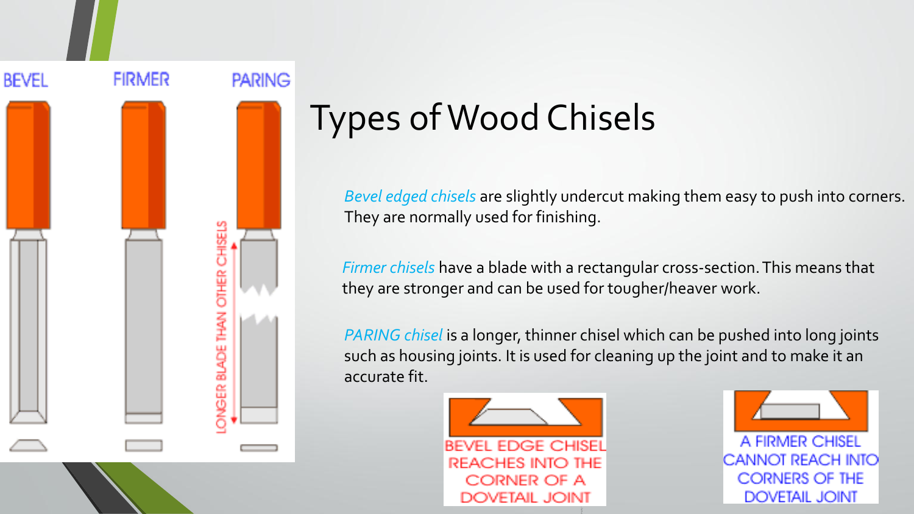# Types of Wood Chisels

*Bevel edged chisels* are slightly undercut making them easy to push into corners. They are normally used for finishing.

*Firmer chisels* have a blade with a rectangular cross-section. This means that they are stronger and can be used for tougher/heaver work.

*PARING chisel* is a longer, thinner chisel which can be pushed into long joints such as housing joints. It is used for cleaning up the joint and to make it an accurate fit.

BEVEL

FIRMER

PARING

LONGER BLADE THAN OTHER CHISELS

BEVEL EDGE CHISEL REACHES INTO THE CORNER OF A DOVETAIL JOINT

A FIRMER CHISEL CANNOT REACH INTO CORNERS OF THE DOVETAIL JOINT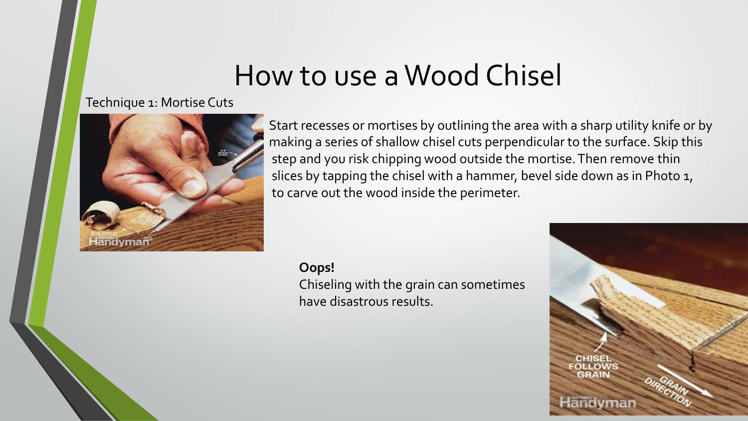# How to use a Wood Chisel

Technique 1: Mortise Cuts

Start recesses or mortises by outlining the area with a sharp utility knife or by making a series of shallow chisel cuts perpendicular to the surface. Skip this step and you risk chipping wood outside the mortise. Then remove thin slices by tapping the chisel with a hammer, bevel side down as in Photo 1, to carve out the wood inside the perimeter.

**Oops!**

Chiseling with the grain can sometimes have disastrous results.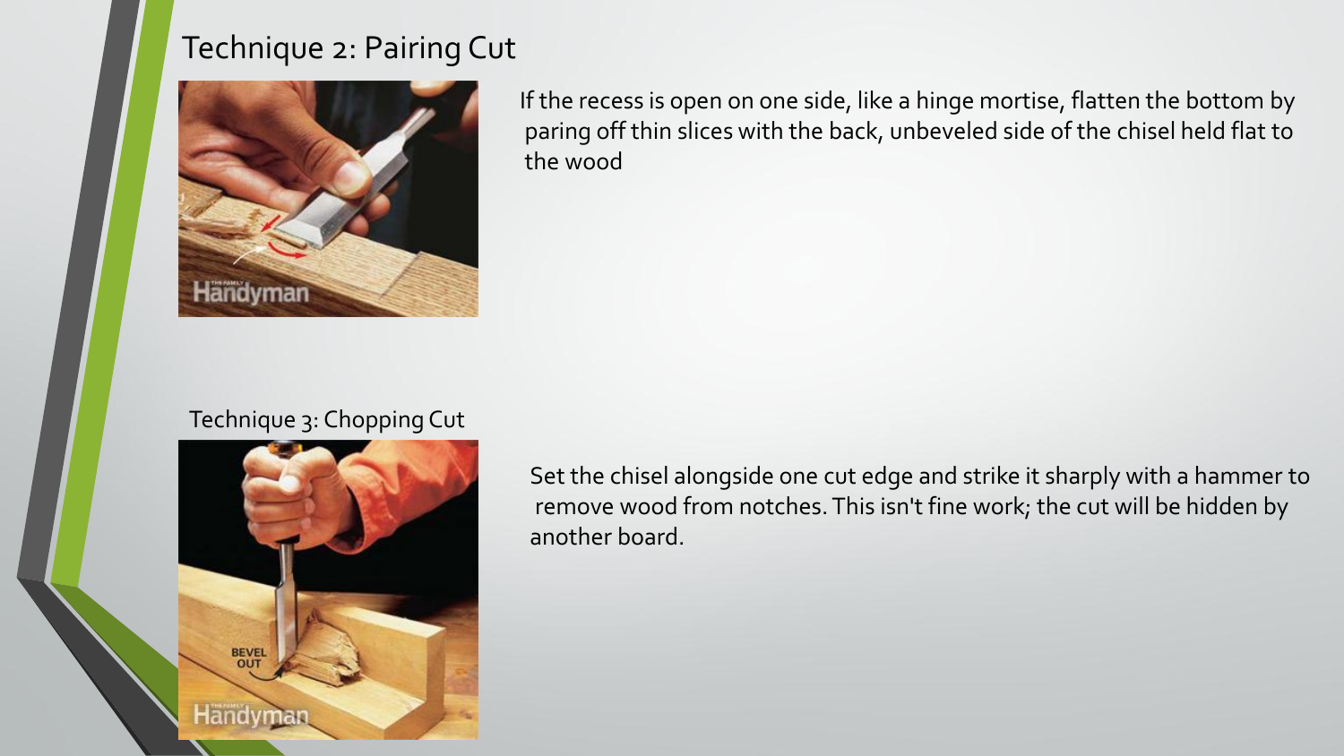# Technique 2: Pairing Cut

If the recess is open on one side, like a hinge mortise, flatten the bottom by paring off thin slices with the back, unbeveled side of the chisel held flat to the wood

## Technique 3: Chopping Cut

Set the chisel alongside one cut edge and strike it sharply with a hammer to remove wood from notches. This isn't fine work; the cut will be hidden by another board.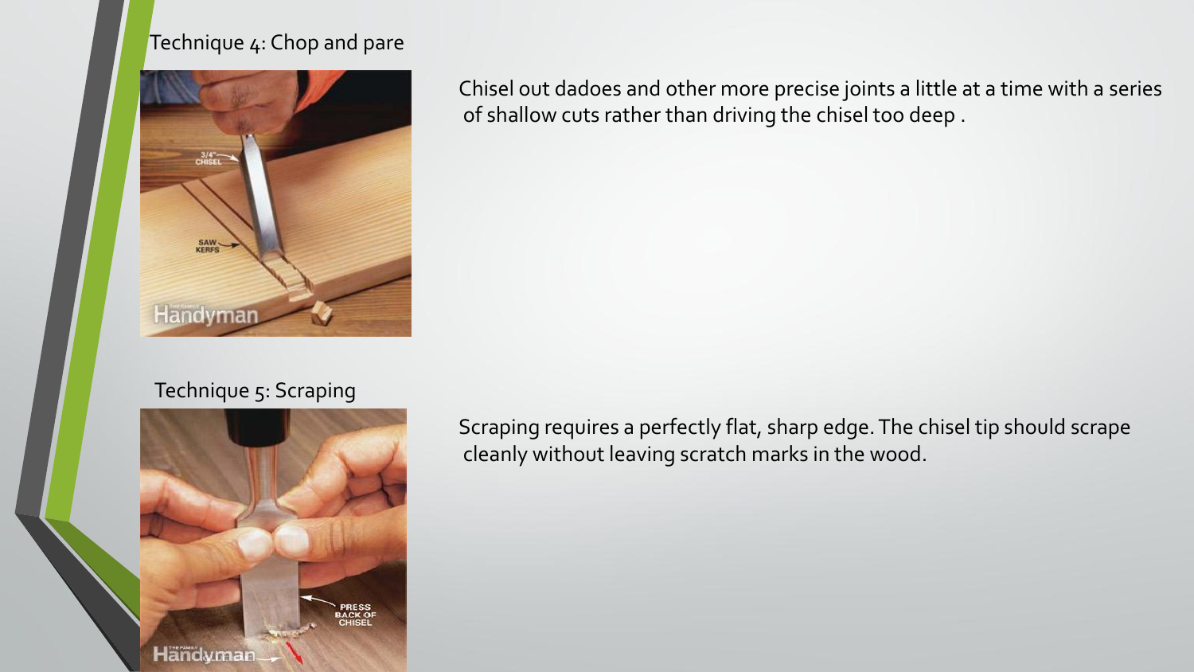## Technique 4: Chop and pare

Chisel out dadoes and other more precise joints a little at a time with a series of shallow cuts rather than driving the chisel too deep .

## Technique 5: Scraping

Scraping requires a perfectly flat, sharp edge. The chisel tip should scrape cleanly without leaving scratch marks in the wood.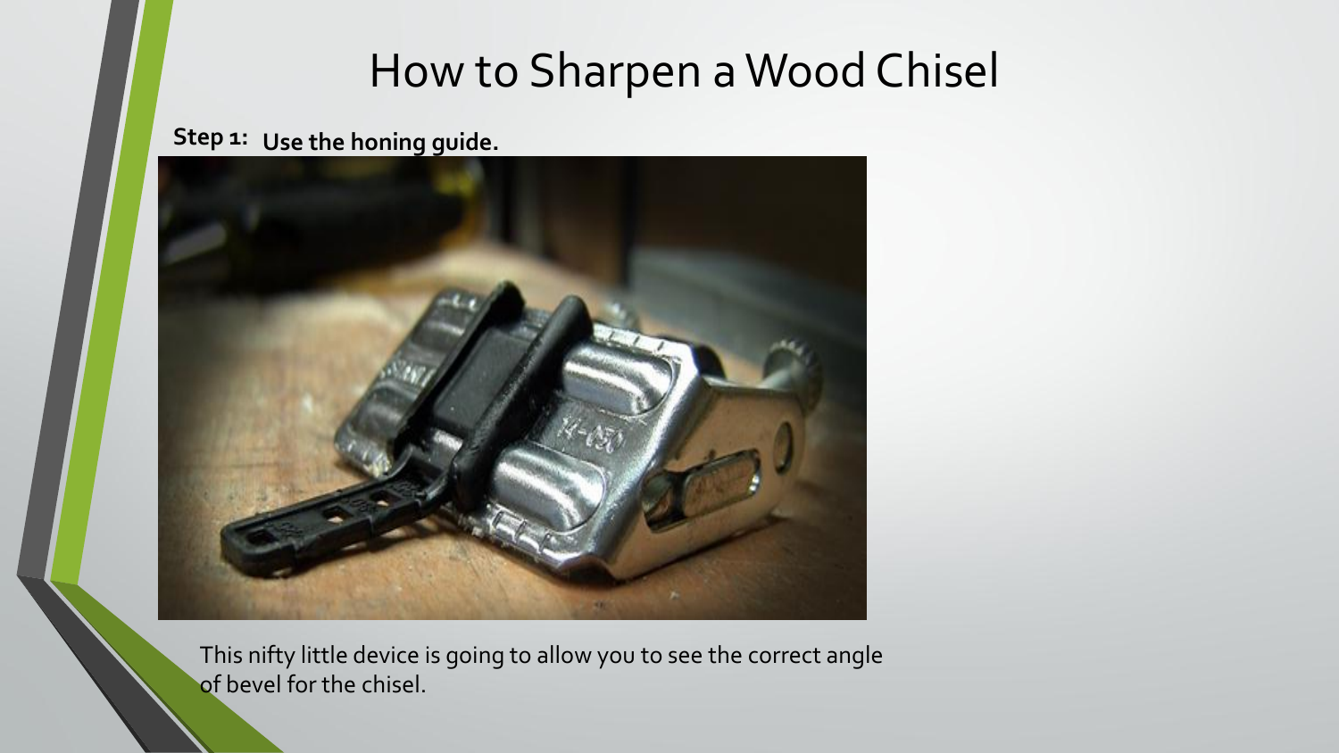# How to Sharpen a Wood Chisel

**Step 1: Use the honing guide.**

This nifty little device is going to allow you to see the correct angle of bevel for the chisel.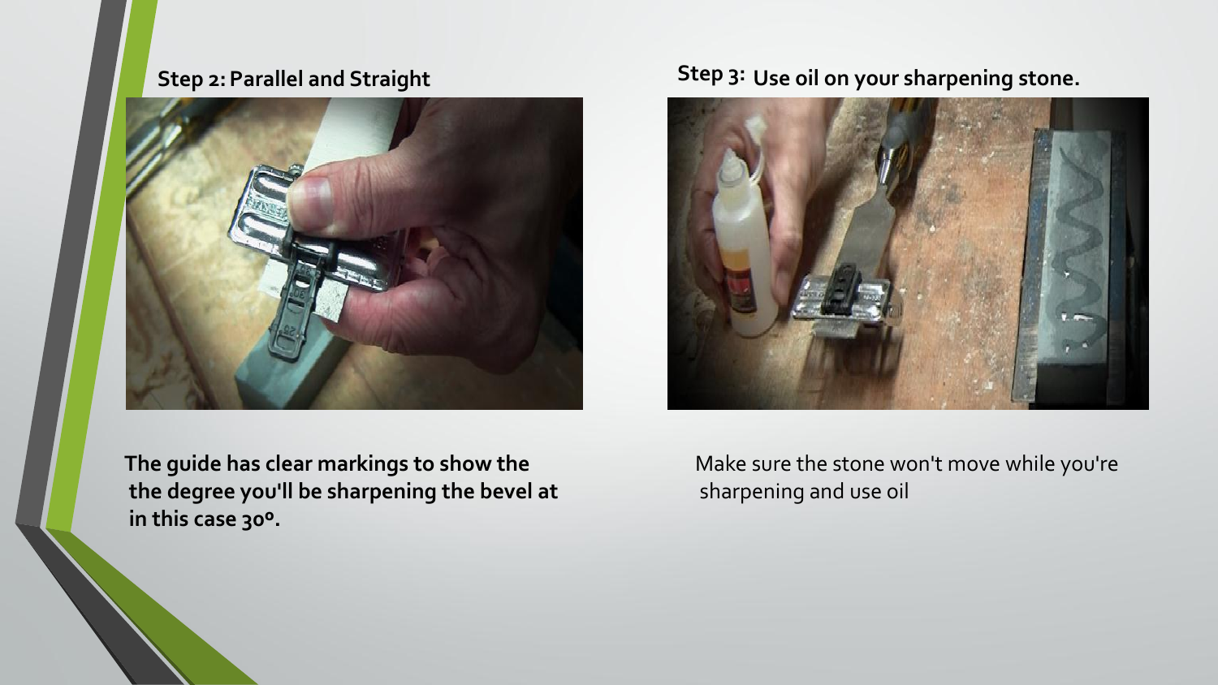## Step 2: Parallel and Straight

**The guide has clear markings to show the the degree you'll be sharpening the bevel at in this case 30º.**

## Step 3: Use oil on your sharpening stone.

Make sure the stone won't move while you're sharpening and use oil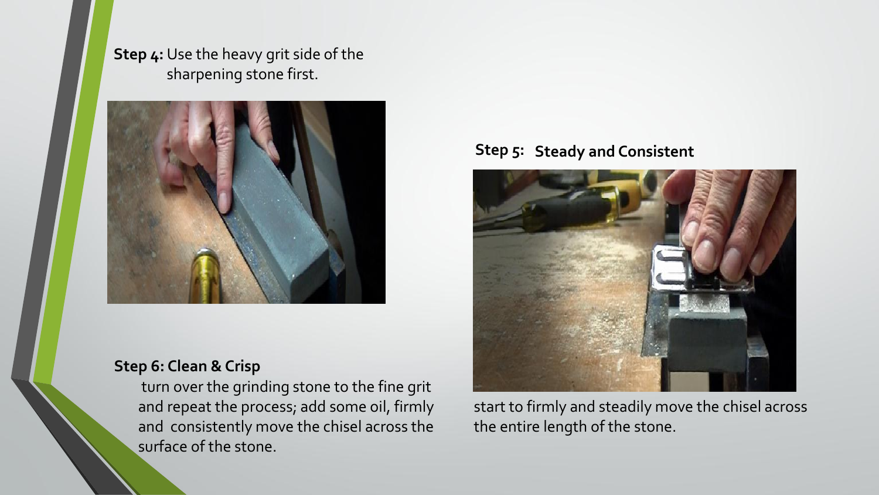**Step 4:** Use the heavy grit side of the sharpening stone first.

**Step 5: Steady and Consistent**

start to firmly and steadily move the chisel across the entire length of the stone.

**Step 6: Clean & Crisp**

turn over the grinding stone to the fine grit and repeat the process; add some oil, firmly and consistently move the chisel across the surface of the stone.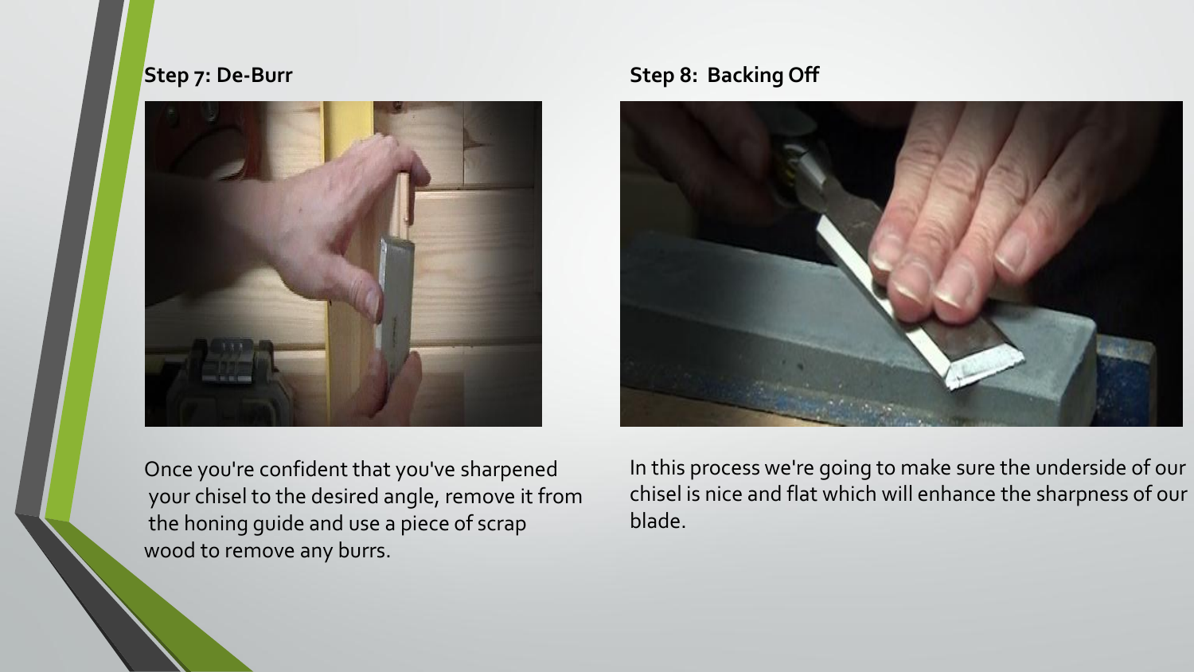## Step 7: De-Burr

Once you're confident that you've sharpened your chisel to the desired angle, remove it from the honing guide and use a piece of scrap wood to remove any burrs.

## Step 8: Backing Off

In this process we're going to make sure the underside of our chisel is nice and flat which will enhance the sharpness of our blade.